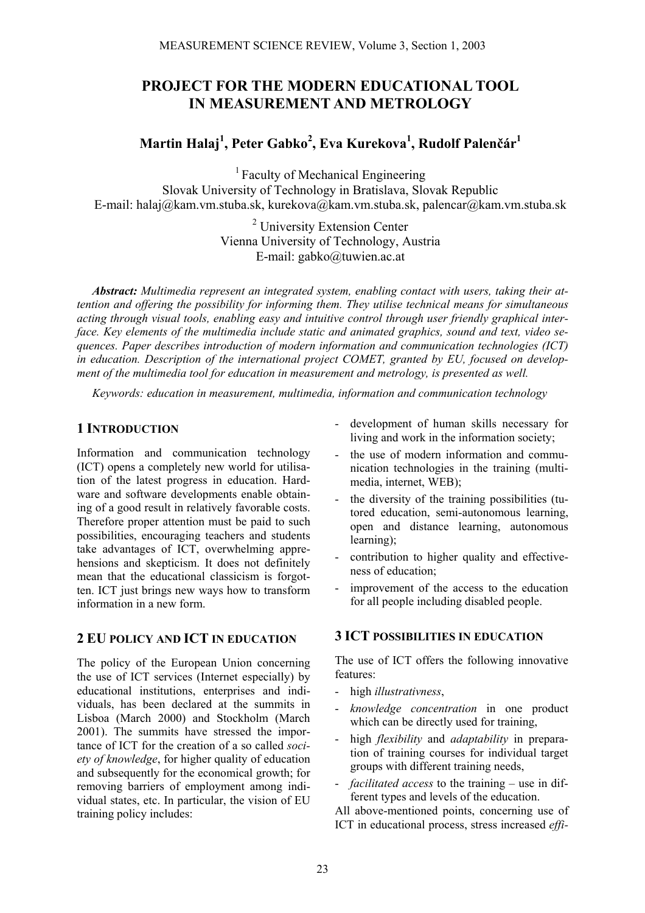# PROJECT FOR THE MODERN EDUCATIONAL TOOL IN MEASUREMENT AND METROLOGY

**Martin Halaj[1], Peter Gabko[2], Eva Kurekova[1], Rudolf Palenčár[1]**

[1] Faculty of Mechanical Engineering
Slovak University of Technology in Bratislava, Slovak Republic
E-mail: halaj@kam.vm.stuba.sk, kurekova@kam.vm.stuba.sk, palencar@kam.vm.stuba.sk

[2] University Extension Center
Vienna University of Technology, Austria
E-mail: gabko@tuwien.ac.at

***Abstract:*** *Multimedia represent an integrated system, enabling contact with users, taking their attention and offering the possibility for informing them. They utilise technical means for simultaneous acting through visual tools, enabling easy and intuitive control through user friendly graphical interface. Key elements of the multimedia include static and animated graphics, sound and text, video sequences. Paper describes introduction of modern information and communication technologies (ICT) in education. Description of the international project COMET, granted by EU, focused on development of the multimedia tool for education in measurement and metrology, is presented as well.*

*Keywords: education in measurement, multimedia, information and communication technology*

## 1 INTRODUCTION

Information and communication technology (ICT) opens a completely new world for utilisation of the latest progress in education. Hardware and software developments enable obtaining of a good result in relatively favorable costs. Therefore proper attention must be paid to such possibilities, encouraging teachers and students take advantages of ICT, overwhelming apprehensions and skepticism. It does not definitely mean that the educational classicism is forgotten. ICT just brings new ways how to transform information in a new form.

## 2 EU POLICY AND ICT IN EDUCATION

The policy of the European Union concerning the use of ICT services (Internet especially) by educational institutions, enterprises and individuals, has been declared at the summits in Lisboa (March 2000) and Stockholm (March 2001). The summits have stressed the importance of ICT for the creation of a so called *society of knowledge*, for higher quality of education and subsequently for the economical growth; for removing barriers of employment among individual states, etc. In particular, the vision of EU training policy includes:

- development of human skills necessary for living and work in the information society;
- the use of modern information and communication technologies in the training (multimedia, internet, WEB);
- the diversity of the training possibilities (tutored education, semi-autonomous learning, open and distance learning, autonomous learning);
- contribution to higher quality and effectiveness of education;
- improvement of the access to the education for all people including disabled people.

## 3 ICT POSSIBILITIES IN EDUCATION

The use of ICT offers the following innovative features:

- high *illustrativness*,
- *knowledge concentration* in one product which can be directly used for training,
- high *flexibility* and *adaptability* in preparation of training courses for individual target groups with different training needs,
- *facilitated access* to the training – use in different types and levels of the education.

All above-mentioned points, concerning use of ICT in educational process, stress increased *effi-*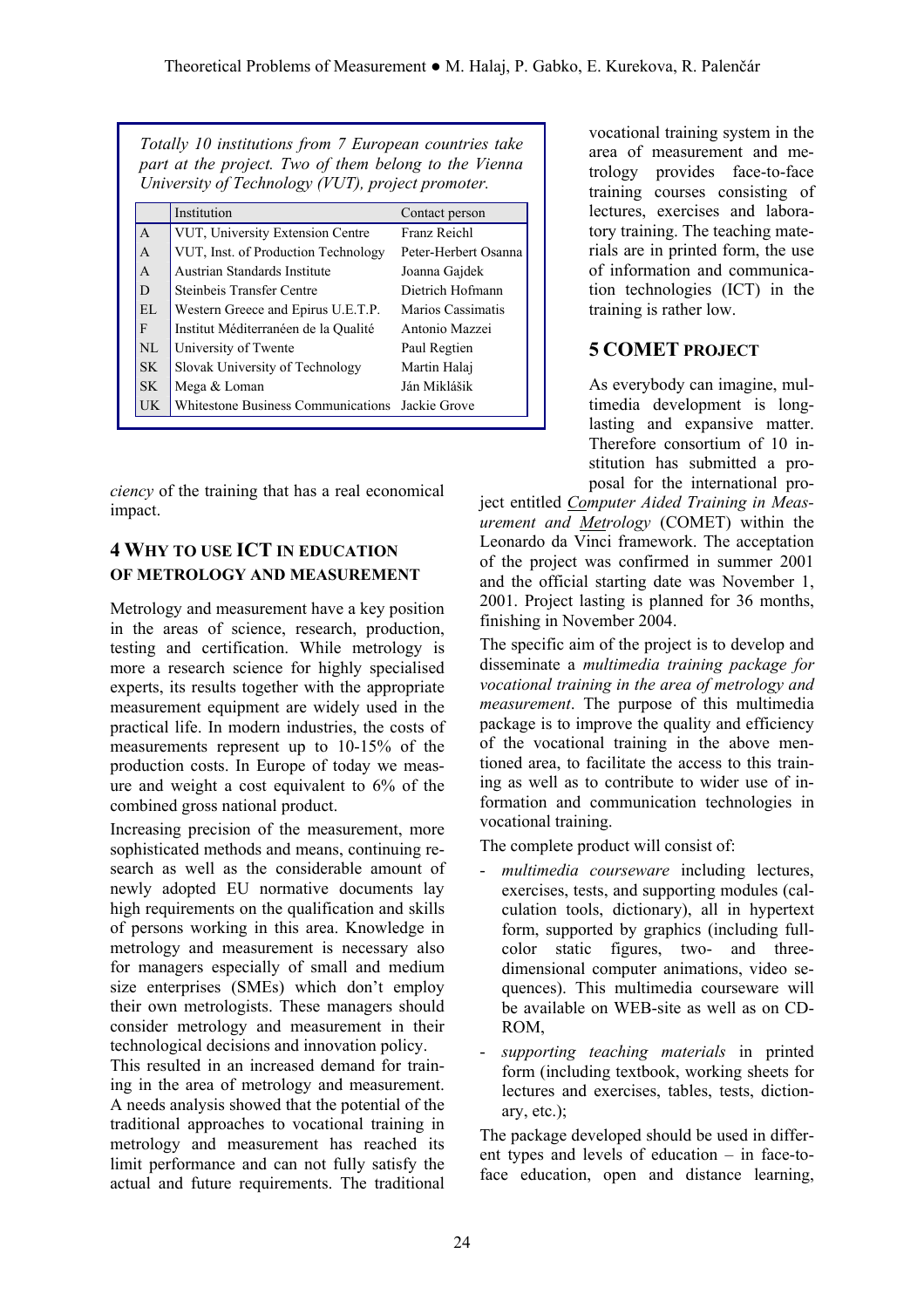*Totally 10 institutions from 7 European countries take part at the project. Two of them belong to the Vienna University of Technology (VUT), project promoter.*

| | Institution | Contact person |
|---|---|---|
| A | VUT, University Extension Centre | Franz Reichl |
| A | VUT, Inst. of Production Technology | Peter-Herbert Osanna |
| A | Austrian Standards Institute | Joanna Gajdek |
| D | Steinbeis Transfer Centre | Dietrich Hofmann |
| EL | Western Greece and Epirus U.E.T.P. | Marios Cassimatis |
| F | Institut Méditerranéen de la Qualité | Antonio Mazzei |
| NL | University of Twente | Paul Regtien |
| SK | Slovak University of Technology | Martin Halaj |
| SK | Mega & Loman | Ján Miklášik |
| UK | Whitestone Business Communications | Jackie Grove |

*ciency* of the training that has a real economical impact.

## 4 Why to use ICT in education of metrology and measurement

Metrology and measurement have a key position in the areas of science, research, production, testing and certification. While metrology is more a research science for highly specialised experts, its results together with the appropriate measurement equipment are widely used in the practical life. In modern industries, the costs of measurements represent up to 10-15% of the production costs. In Europe of today we measure and weight a cost equivalent to 6% of the combined gross national product.

Increasing precision of the measurement, more sophisticated methods and means, continuing research as well as the considerable amount of newly adopted EU normative documents lay high requirements on the qualification and skills of persons working in this area. Knowledge in metrology and measurement is necessary also for managers especially of small and medium size enterprises (SMEs) which don't employ their own metrologists. These managers should consider metrology and measurement in their technological decisions and innovation policy.

This resulted in an increased demand for training in the area of metrology and measurement. A needs analysis showed that the potential of the traditional approaches to vocational training in metrology and measurement has reached its limit performance and can not fully satisfy the actual and future requirements. The traditional vocational training system in the area of measurement and metrology provides face-to-face training courses consisting of lectures, exercises and laboratory training. The teaching materials are in printed form, the use of information and communication technologies (ICT) in the training is rather low.

## 5 COMET project

As everybody can imagine, multimedia development is long-lasting and expansive matter. Therefore consortium of 10 institution has submitted a proposal for the international project entitled *Computer Aided Training in Measurement and Metrology* (COMET) within the Leonardo da Vinci framework. The acceptation of the project was confirmed in summer 2001 and the official starting date was November 1, 2001. Project lasting is planned for 36 months, finishing in November 2004.

The specific aim of the project is to develop and disseminate a *multimedia training package for vocational training in the area of metrology and measurement*. The purpose of this multimedia package is to improve the quality and efficiency of the vocational training in the above mentioned area, to facilitate the access to this training as well as to contribute to wider use of information and communication technologies in vocational training.

The complete product will consist of:

- *multimedia courseware* including lectures, exercises, tests, and supporting modules (calculation tools, dictionary), all in hypertext form, supported by graphics (including full-color static figures, two- and three-dimensional computer animations, video sequences). This multimedia courseware will be available on WEB-site as well as on CD-ROM,
- *supporting teaching materials* in printed form (including textbook, working sheets for lectures and exercises, tables, tests, dictionary, etc.);

The package developed should be used in different types and levels of education – in face-to-face education, open and distance learning,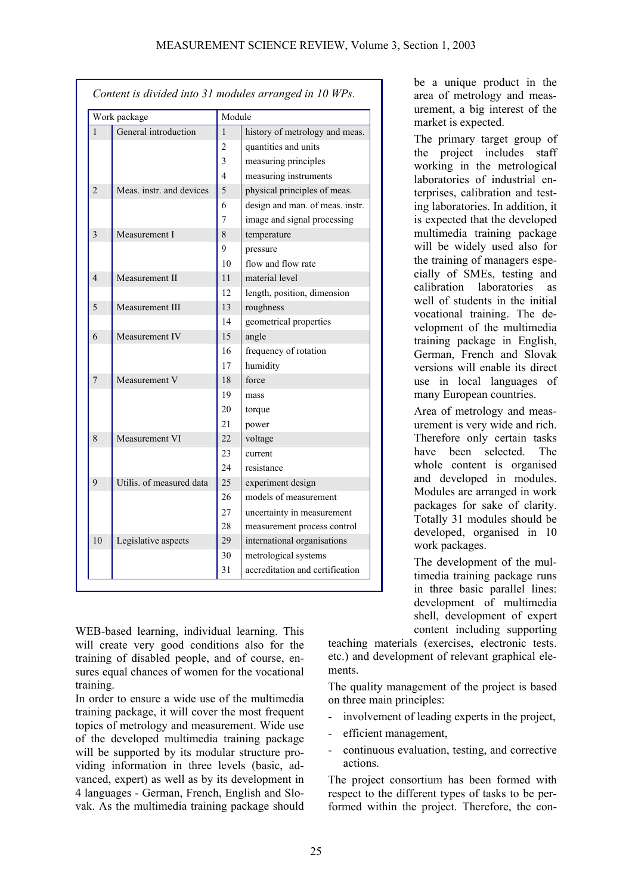*Content is divided into 31 modules arranged in 10 WPs.*

| Work package | | Module | |
|---|---|---|---|
| 1 | General introduction | 1 | history of metrology and meas. |
| | | 2 | quantities and units |
| | | 3 | measuring principles |
| | | 4 | measuring instruments |
| 2 | Meas. instr. and devices | 5 | physical principles of meas. |
| | | 6 | design and man. of meas. instr. |
| | | 7 | image and signal processing |
| 3 | Measurement I | 8 | temperature |
| | | 9 | pressure |
| | | 10 | flow and flow rate |
| 4 | Measurement II | 11 | material level |
| | | 12 | length, position, dimension |
| 5 | Measurement III | 13 | roughness |
| | | 14 | geometrical properties |
| 6 | Measurement IV | 15 | angle |
| | | 16 | frequency of rotation |
| | | 17 | humidity |
| 7 | Measurement V | 18 | force |
| | | 19 | mass |
| | | 20 | torque |
| | | 21 | power |
| 8 | Measurement VI | 22 | voltage |
| | | 23 | current |
| | | 24 | resistance |
| 9 | Utilis. of measured data | 25 | experiment design |
| | | 26 | models of measurement |
| | | 27 | uncertainty in measurement |
| | | 28 | measurement process control |
| 10 | Legislative aspects | 29 | international organisations |
| | | 30 | metrological systems |
| | | 31 | accreditation and certification |

WEB-based learning, individual learning. This will create very good conditions also for the training of disabled people, and of course, ensures equal chances of women for the vocational training.

In order to ensure a wide use of the multimedia training package, it will cover the most frequent topics of metrology and measurement. Wide use of the developed multimedia training package will be supported by its modular structure providing information in three levels (basic, advanced, expert) as well as by its development in 4 languages - German, French, English and Slovak. As the multimedia training package should be a unique product in the area of metrology and measurement, a big interest of the market is expected.

The primary target group of the project includes staff working in the metrological laboratories of industrial enterprises, calibration and testing laboratories. In addition, it is expected that the developed multimedia training package will be widely used also for the training of managers especially of SMEs, testing and calibration laboratories as well of students in the initial vocational training. The development of the multimedia training package in English, German, French and Slovak versions will enable its direct use in local languages of many European countries.

Area of metrology and measurement is very wide and rich. Therefore only certain tasks have been selected. The whole content is organised and developed in modules. Modules are arranged in work packages for sake of clarity. Totally 31 modules should be developed, organised in 10 work packages.

The development of the multimedia training package runs in three basic parallel lines: development of multimedia shell, development of expert content including supporting teaching materials (exercises, electronic tests. etc.) and development of relevant graphical elements.

The quality management of the project is based on three main principles:

- involvement of leading experts in the project,
- efficient management,
- continuous evaluation, testing, and corrective actions.

The project consortium has been formed with respect to the different types of tasks to be performed within the project. Therefore, the con-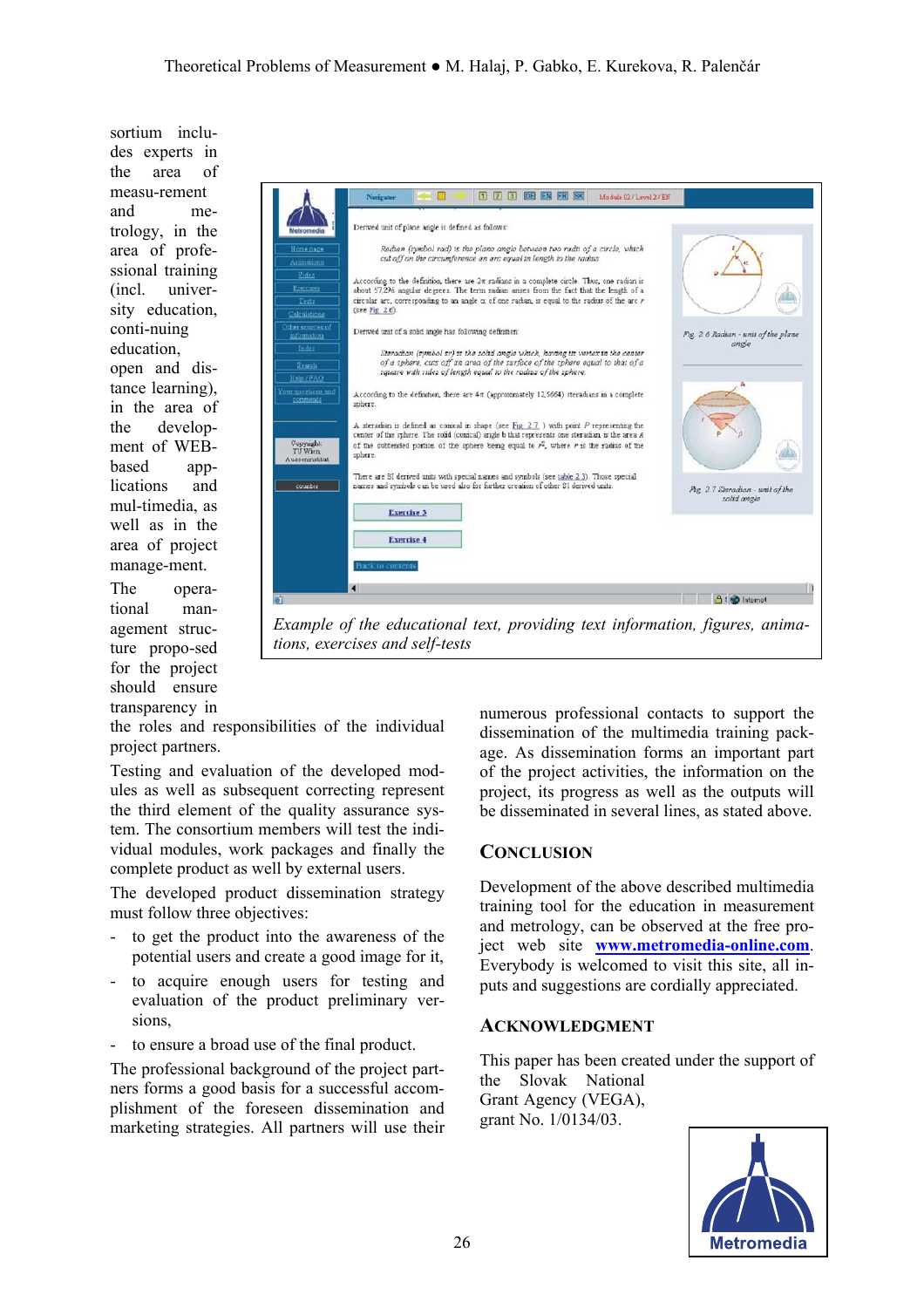sortium includes experts in the area of measurement and metrology, in the area of professional training (incl. university education, continuing education, open and distance learning), in the area of the development of WEB-based applications and multimedia, as well as in the area of project management.

The operational management structure proposed for the project should ensure transparency in the roles and responsibilities of the individual project partners.

*Example of the educational text, providing text information, figures, animations, exercises and self-tests*

Testing and evaluation of the developed modules as well as subsequent correcting represent the third element of the quality assurance system. The consortium members will test the individual modules, work packages and finally the complete product as well by external users.

The developed product dissemination strategy must follow three objectives:

- to get the product into the awareness of the potential users and create a good image for it,
- to acquire enough users for testing and evaluation of the product preliminary versions,
- to ensure a broad use of the final product.

The professional background of the project partners forms a good basis for a successful accomplishment of the foreseen dissemination and marketing strategies. All partners will use their numerous professional contacts to support the dissemination of the multimedia training package. As dissemination forms an important part of the project activities, the information on the project, its progress as well as the outputs will be disseminated in several lines, as stated above.

## Conclusion

Development of the above described multimedia training tool for the education in measurement and metrology, can be observed at the free project web site **www.metromedia-online.com**. Everybody is welcomed to visit this site, all inputs and suggestions are cordially appreciated.

## Acknowledgment

This paper has been created under the support of the Slovak National Grant Agency (VEGA), grant No. 1/0134/03.

Metromedia